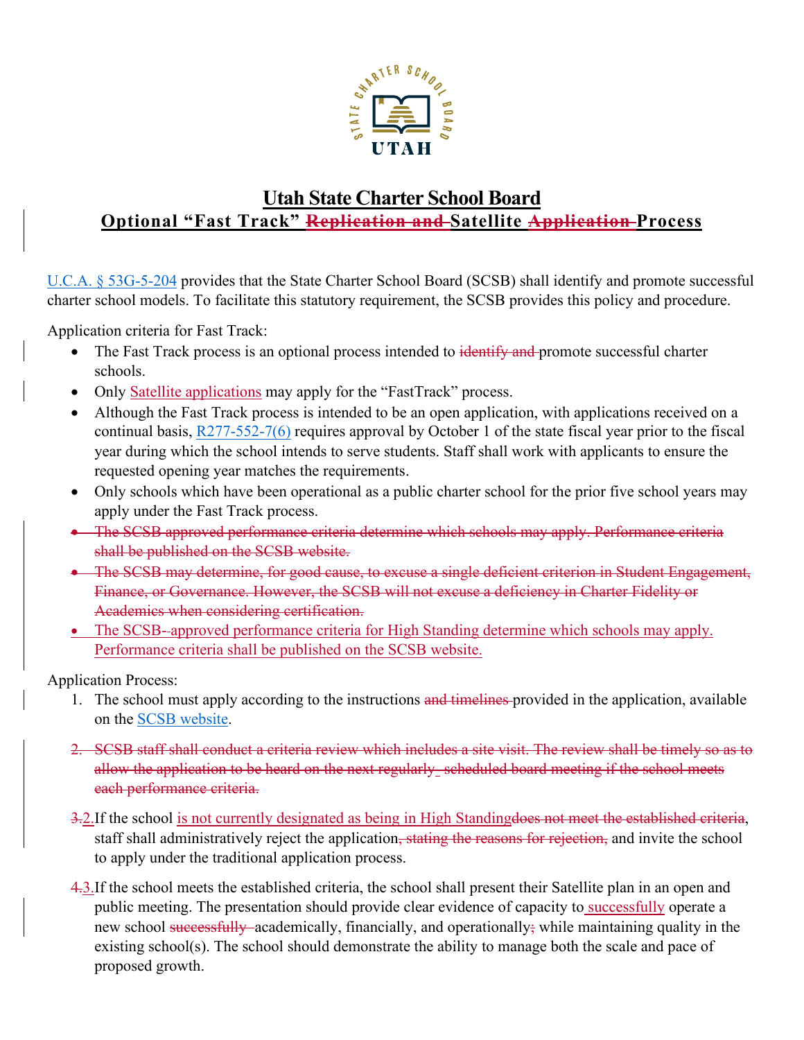# Utah State Charter School Board

## Optional “Fast Track” ~~Replication and~~ Satellite ~~Application~~ Process

U.C.A. § 53G-5-204 provides that the State Charter School Board (SCSB) shall identify and promote successful charter school models. To facilitate this statutory requirement, the SCSB provides this policy and procedure.

Application criteria for Fast Track:

- The Fast Track process is an optional process intended to ~~identify and~~ promote successful charter schools.
- Only Satellite applications may apply for the “FastTrack” process.
- Although the Fast Track process is intended to be an open application, with applications received on a continual basis, R277-552-7(6) requires approval by October 1 of the state fiscal year prior to the fiscal year during which the school intends to serve students. Staff shall work with applicants to ensure the requested opening year matches the requirements.
- Only schools which have been operational as a public charter school for the prior five school years may apply under the Fast Track process.
- ~~The SCSB approved performance criteria determine which schools may apply. Performance criteria shall be published on the SCSB website.~~
- ~~The SCSB may determine, for good cause, to excuse a single deficient criterion in Student Engagement, Finance, or Governance. However, the SCSB will not excuse a deficiency in Charter Fidelity or Academics when considering certification.~~
- The SCSB-~~-~~approved performance criteria for High Standing determine which schools may apply. Performance criteria shall be published on the SCSB website.

Application Process:

1. The school must apply according to the instructions ~~and timelines~~ provided in the application, available on the SCSB website.

~~2. SCSB staff shall conduct a criteria review which includes a site visit. The review shall be timely so as to allow the application to be heard on the next regularly\_ scheduled board meeting if the school meets each performance criteria.~~

~~3.~~2. If the school is not currently designated as being in High Standing~~does not meet the established criteria~~, staff shall administratively reject the application~~, stating the reasons for rejection,~~ and invite the school to apply under the traditional application process.

~~4.~~3. If the school meets the established criteria, the school shall present their Satellite plan in an open and public meeting. The presentation should provide clear evidence of capacity to successfully operate a new school ~~successfully~~ academically, financially, and operationally~~;~~ while maintaining quality in the existing school(s). The school should demonstrate the ability to manage both the scale and pace of proposed growth.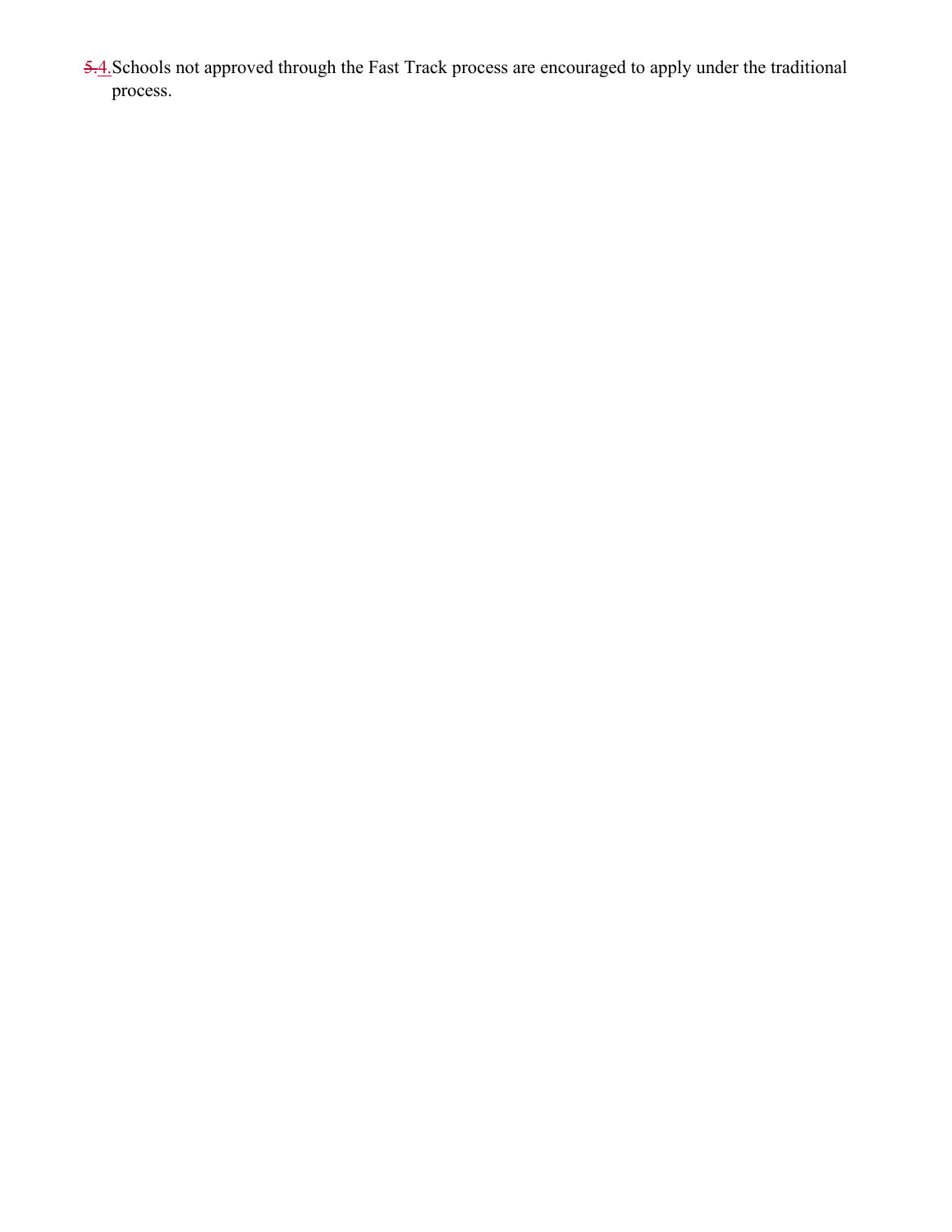~~5.~~4. Schools not approved through the Fast Track process are encouraged to apply under the traditional process.